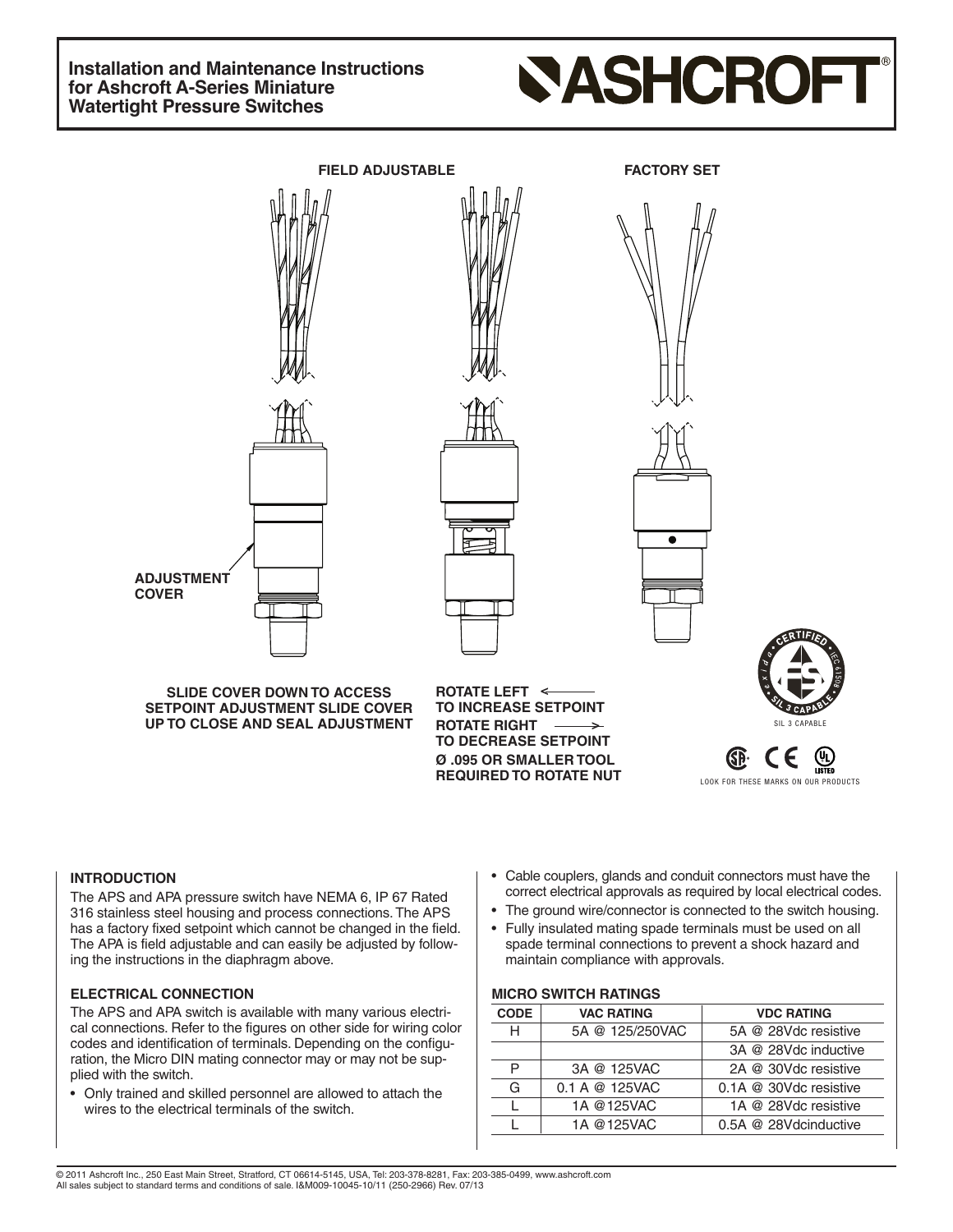# Installation and Maintenance Instructions for Ashcroft A-Series Miniature Watertight Pressure Switches

ASHCROFT®

**FIELD ADJUSTABLE**

**FACTORY SET**

**ADJUSTMENT COVER**

**SLIDE COVER DOWN TO ACCESS SETPOINT ADJUSTMENT SLIDE COVER UP TO CLOSE AND SEAL ADJUSTMENT**

**ROTATE LEFT ← TO INCREASE SETPOINT**
**ROTATE RIGHT → TO DECREASE SETPOINT**
**Ø .095 OR SMALLER TOOL REQUIRED TO ROTATE NUT**

SIL 3 CAPABLE

LOOK FOR THESE MARKS ON OUR PRODUCTS

### INTRODUCTION

The APS and APA pressure switch have NEMA 6, IP 67 Rated 316 stainless steel housing and process connections. The APS has a factory fixed setpoint which cannot be changed in the field. The APA is field adjustable and can easily be adjusted by following the instructions in the diaphragm above.

### ELECTRICAL CONNECTION

The APS and APA switch is available with many various electrical connections. Refer to the figures on other side for wiring color codes and identification of terminals. Depending on the configuration, the Micro DIN mating connector may or may not be supplied with the switch.

- Only trained and skilled personnel are allowed to attach the wires to the electrical terminals of the switch.
- Cable couplers, glands and conduit connectors must have the correct electrical approvals as required by local electrical codes.
- The ground wire/connector is connected to the switch housing.
- Fully insulated mating spade terminals must be used on all spade terminal connections to prevent a shock hazard and maintain compliance with approvals.

### MICRO SWITCH RATINGS

| CODE | VAC RATING | VDC RATING |
|---|---|---|
| H | 5A @ 125/250VAC | 5A @ 28Vdc resistive |
| | | 3A @ 28Vdc inductive |
| P | 3A @ 125VAC | 2A @ 30Vdc resistive |
| G | 0.1 A @ 125VAC | 0.1A @ 30Vdc resistive |
| L | 1A @125VAC | 1A @ 28Vdc resistive |
| L | 1A @125VAC | 0.5A @ 28Vdcinductive |

© 2011 Ashcroft Inc., 250 East Main Street, Stratford, CT 06614-5145, USA, Tel: 203-378-8281, Fax: 203-385-0499, www.ashcroft.com
All sales subject to standard terms and conditions of sale. I&M009-10045-10/11 (250-2966) Rev. 07/13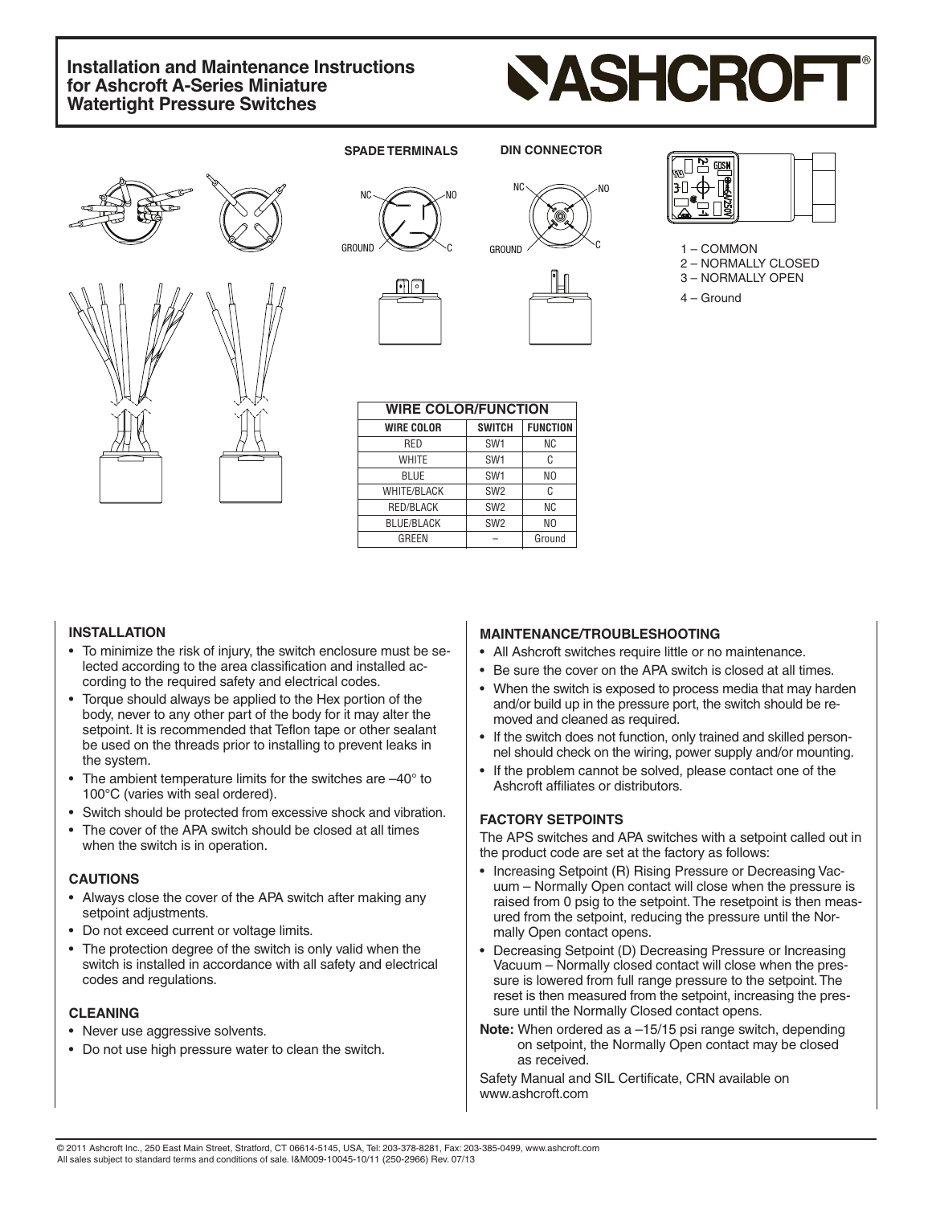# Installation and Maintenance Instructions for Ashcroft A-Series Miniature Watertight Pressure Switches

ASHCROFT®

SPADE TERMINALS

NC
NO
GROUND
C

DIN CONNECTOR

NC
NO
GROUND
C

1 – COMMON
2 – NORMALLY CLOSED
3 – NORMALLY OPEN
4 – Ground

| WIRE COLOR/FUNCTION | | |
|---|---|---|
| **WIRE COLOR** | **SWITCH** | **FUNCTION** |
| RED | SW1 | NC |
| WHITE | SW1 | C |
| BLUE | SW1 | NO |
| WHITE/BLACK | SW2 | C |
| RED/BLACK | SW2 | NC |
| BLUE/BLACK | SW2 | NO |
| GREEN | – | Ground |

## INSTALLATION

- To minimize the risk of injury, the switch enclosure must be selected according to the area classification and installed according to the required safety and electrical codes.
- Torque should always be applied to the Hex portion of the body, never to any other part of the body for it may alter the setpoint. It is recommended that Teflon tape or other sealant be used on the threads prior to installing to prevent leaks in the system.
- The ambient temperature limits for the switches are –40° to 100°C (varies with seal ordered).
- Switch should be protected from excessive shock and vibration.
- The cover of the APA switch should be closed at all times when the switch is in operation.

## CAUTIONS

- Always close the cover of the APA switch after making any setpoint adjustments.
- Do not exceed current or voltage limits.
- The protection degree of the switch is only valid when the switch is installed in accordance with all safety and electrical codes and regulations.

## CLEANING

- Never use aggressive solvents.
- Do not use high pressure water to clean the switch.

## MAINTENANCE/TROUBLESHOOTING

- All Ashcroft switches require little or no maintenance.
- Be sure the cover on the APA switch is closed at all times.
- When the switch is exposed to process media that may harden and/or build up in the pressure port, the switch should be removed and cleaned as required.
- If the switch does not function, only trained and skilled personnel should check on the wiring, power supply and/or mounting.
- If the problem cannot be solved, please contact one of the Ashcroft affiliates or distributors.

## FACTORY SETPOINTS

The APS switches and APA switches with a setpoint called out in the product code are set at the factory as follows:

- Increasing Setpoint (R) Rising Pressure or Decreasing Vacuum – Normally Open contact will close when the pressure is raised from 0 psig to the setpoint. The resetpoint is then measured from the setpoint, reducing the pressure until the Normally Open contact opens.
- Decreasing Setpoint (D) Decreasing Pressure or Increasing Vacuum – Normally closed contact will close when the pressure is lowered from full range pressure to the setpoint. The reset is then measured from the setpoint, increasing the pressure until the Normally Closed contact opens.

**Note:** When ordered as a –15/15 psi range switch, depending on setpoint, the Normally Open contact may be closed as received.

Safety Manual and SIL Certificate, CRN available on www.ashcroft.com

© 2011 Ashcroft Inc., 250 East Main Street, Stratford, CT 06614-5145, USA, Tel: 203-378-8281, Fax: 203-385-0499, www.ashcroft.com
All sales subject to standard terms and conditions of sale. I&M009-10045-10/11 (250-2966) Rev. 07/13